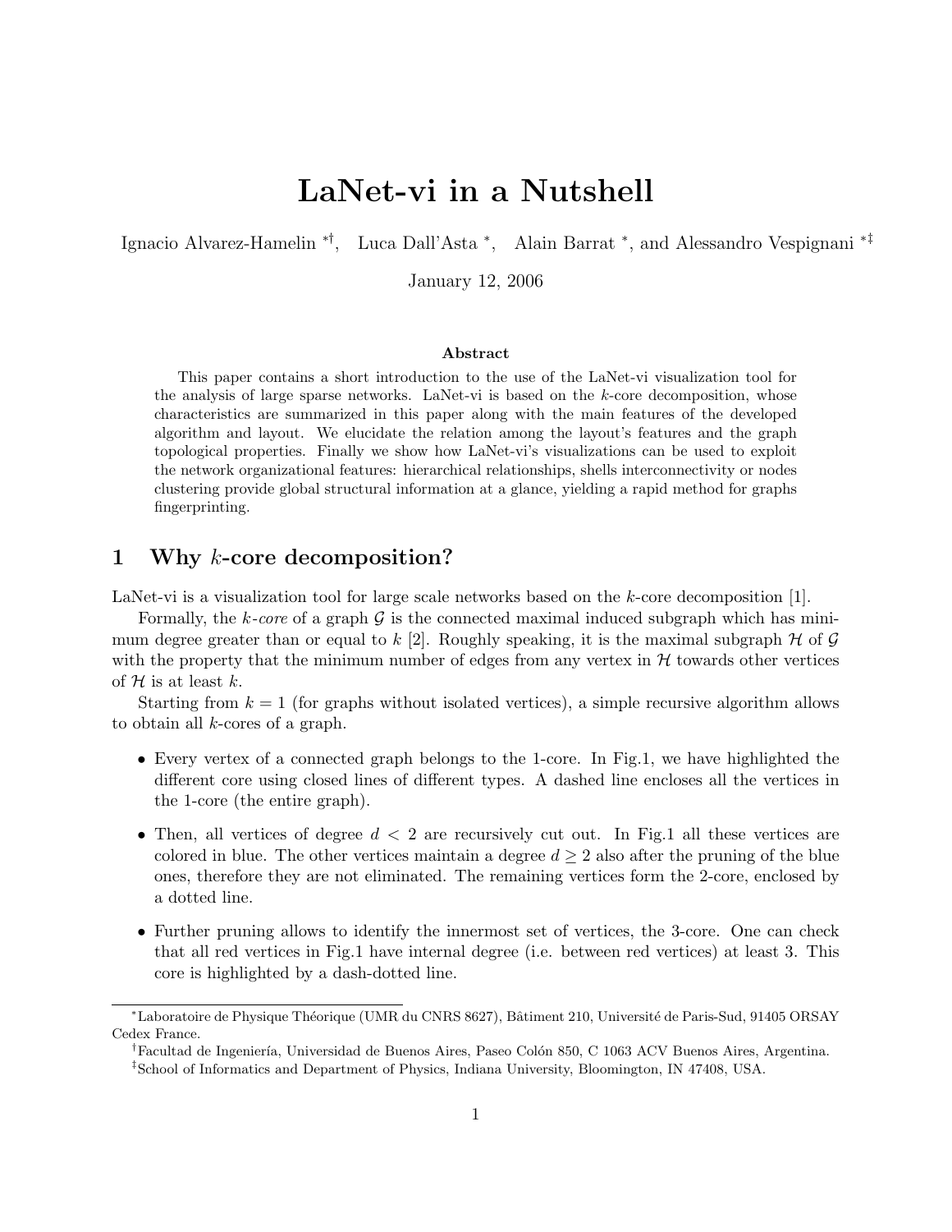# LaNet-vi in a Nutshell

Ignacio Alvarez-Hamelin [*†], Luca Dall'Asta [*], Alain Barrat [*], and Alessandro Vespignani [*‡]

January 12, 2006

### Abstract

This paper contains a short introduction to the use of the LaNet-vi visualization tool for the analysis of large sparse networks. LaNet-vi is based on the $k$-core decomposition, whose characteristics are summarized in this paper along with the main features of the developed algorithm and layout. We elucidate the relation among the layout's features and the graph topological properties. Finally we show how LaNet-vi's visualizations can be used to exploit the network organizational features: hierarchical relationships, shells interconnectivity or nodes clustering provide global structural information at a glance, yielding a rapid method for graphs fingerprinting.

## 1 Why $k$-core decomposition?

LaNet-vi is a visualization tool for large scale networks based on the $k$-core decomposition [1].

Formally, the *$k$-core* of a graph $\mathcal{G}$ is the connected maximal induced subgraph which has minimum degree greater than or equal to $k$ [2]. Roughly speaking, it is the maximal subgraph $\mathcal{H}$ of $\mathcal{G}$ with the property that the minimum number of edges from any vertex in $\mathcal{H}$ towards other vertices of $\mathcal{H}$ is at least $k$.

Starting from $k = 1$ (for graphs without isolated vertices), a simple recursive algorithm allows to obtain all $k$-cores of a graph.

- Every vertex of a connected graph belongs to the 1-core. In Fig.1, we have highlighted the different core using closed lines of different types. A dashed line encloses all the vertices in the 1-core (the entire graph).
- Then, all vertices of degree $d < 2$ are recursively cut out. In Fig.1 all these vertices are colored in blue. The other vertices maintain a degree $d \geq 2$ also after the pruning of the blue ones, therefore they are not eliminated. The remaining vertices form the 2-core, enclosed by a dotted line.
- Further pruning allows to identify the innermost set of vertices, the 3-core. One can check that all red vertices in Fig.1 have internal degree (i.e. between red vertices) at least 3. This core is highlighted by a dash-dotted line.

---

[*] Laboratoire de Physique Théorique (UMR du CNRS 8627), Bâtiment 210, Université de Paris-Sud, 91405 ORSAY Cedex France.

[†] Facultad de Ingeniería, Universidad de Buenos Aires, Paseo Colón 850, C 1063 ACV Buenos Aires, Argentina.

[‡] School of Informatics and Department of Physics, Indiana University, Bloomington, IN 47408, USA.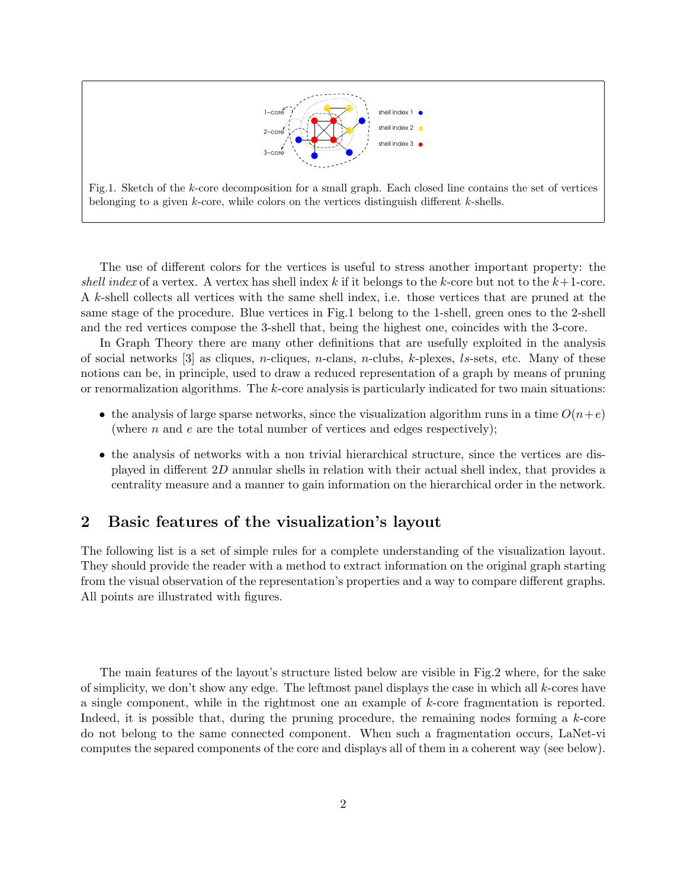Fig.1. Sketch of the $k$-core decomposition for a small graph. Each closed line contains the set of vertices belonging to a given $k$-core, while colors on the vertices distinguish different $k$-shells.

The use of different colors for the vertices is useful to stress another important property: the *shell index* of a vertex. A vertex has shell index $k$ if it belongs to the $k$-core but not to the $k+1$-core. A $k$-shell collects all vertices with the same shell index, i.e. those vertices that are pruned at the same stage of the procedure. Blue vertices in Fig.1 belong to the 1-shell, green ones to the 2-shell and the red vertices compose the 3-shell that, being the highest one, coincides with the 3-core.

In Graph Theory there are many other definitions that are usefully exploited in the analysis of social networks [3] as cliques, $n$-cliques, $n$-clans, $n$-clubs, $k$-plexes, $ls$-sets, etc. Many of these notions can be, in principle, used to draw a reduced representation of a graph by means of pruning or renormalization algorithms. The $k$-core analysis is particularly indicated for two main situations:

- the analysis of large sparse networks, since the visualization algorithm runs in a time $O(n+e)$ (where $n$ and $e$ are the total number of vertices and edges respectively);
- the analysis of networks with a non trivial hierarchical structure, since the vertices are displayed in different $2D$ annular shells in relation with their actual shell index, that provides a centrality measure and a manner to gain information on the hierarchical order in the network.

## 2 Basic features of the visualization's layout

The following list is a set of simple rules for a complete understanding of the visualization layout. They should provide the reader with a method to extract information on the original graph starting from the visual observation of the representation's properties and a way to compare different graphs. All points are illustrated with figures.

The main features of the layout's structure listed below are visible in Fig.2 where, for the sake of simplicity, we don't show any edge. The leftmost panel displays the case in which all $k$-cores have a single component, while in the rightmost one an example of $k$-core fragmentation is reported. Indeed, it is possible that, during the pruning procedure, the remaining nodes forming a $k$-core do not belong to the same connected component. When such a fragmentation occurs, LaNet-vi computes the separed components of the core and displays all of them in a coherent way (see below).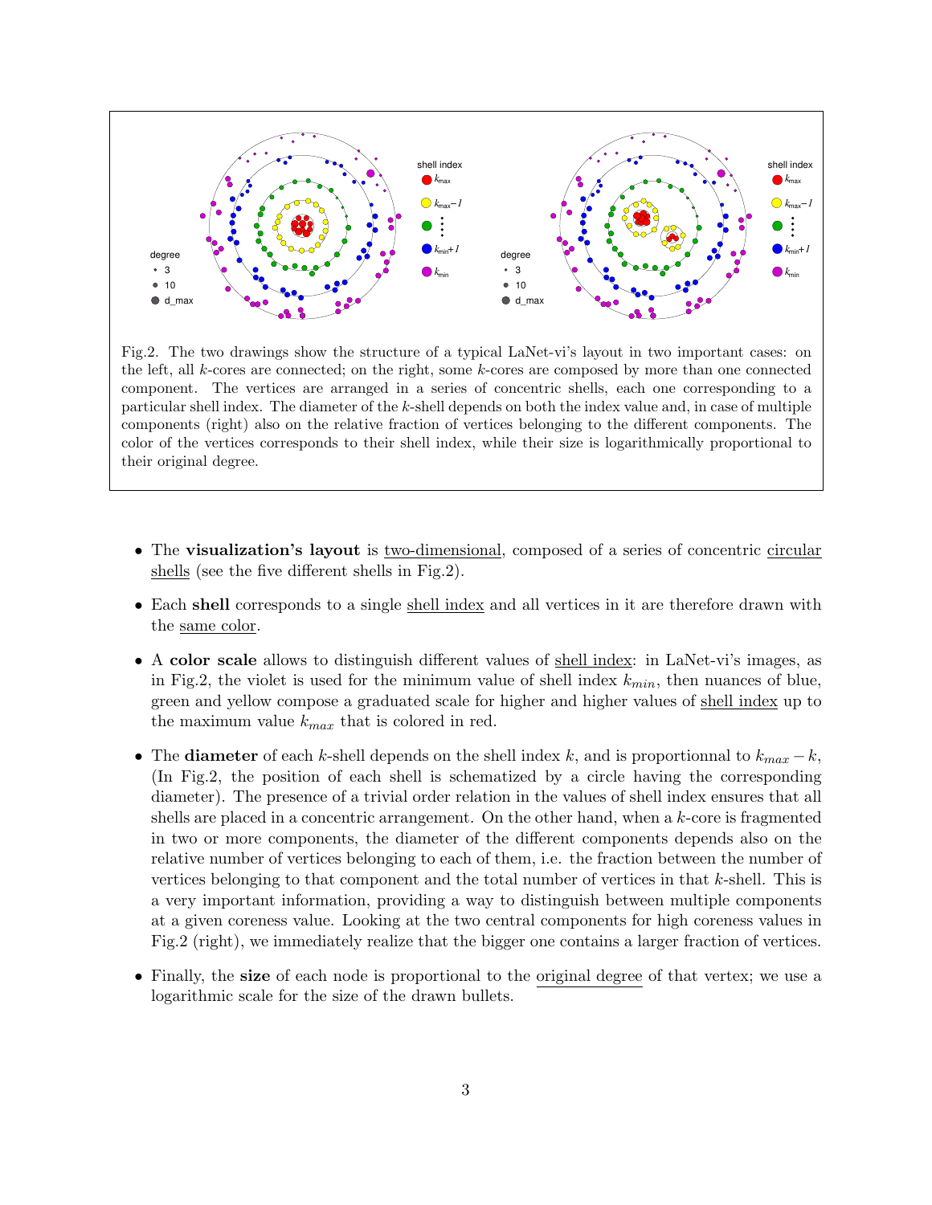Fig.2. The two drawings show the structure of a typical LaNet-vi's layout in two important cases: on the left, all $k$-cores are connected; on the right, some $k$-cores are composed by more than one connected component. The vertices are arranged in a series of concentric shells, each one corresponding to a particular shell index. The diameter of the $k$-shell depends on both the index value and, in case of multiple components (right) also on the relative fraction of vertices belonging to the different components. The color of the vertices corresponds to their shell index, while their size is logarithmically proportional to their original degree.

- The **visualization's layout** is two-dimensional, composed of a series of concentric circular shells (see the five different shells in Fig.2).
- Each **shell** corresponds to a single shell index and all vertices in it are therefore drawn with the same color.
- A **color scale** allows to distinguish different values of shell index: in LaNet-vi's images, as in Fig.2, the violet is used for the minimum value of shell index $k_{min}$, then nuances of blue, green and yellow compose a graduated scale for higher and higher values of shell index up to the maximum value $k_{max}$ that is colored in red.
- The **diameter** of each $k$-shell depends on the shell index $k$, and is proportionnal to $k_{max} - k$, (In Fig.2, the position of each shell is schematized by a circle having the corresponding diameter). The presence of a trivial order relation in the values of shell index ensures that all shells are placed in a concentric arrangement. On the other hand, when a $k$-core is fragmented in two or more components, the diameter of the different components depends also on the relative number of vertices belonging to each of them, i.e. the fraction between the number of vertices belonging to that component and the total number of vertices in that $k$-shell. This is a very important information, providing a way to distinguish between multiple components at a given coreness value. Looking at the two central components for high coreness values in Fig.2 (right), we immediately realize that the bigger one contains a larger fraction of vertices.
- Finally, the **size** of each node is proportional to the original degree of that vertex; we use a logarithmic scale for the size of the drawn bullets.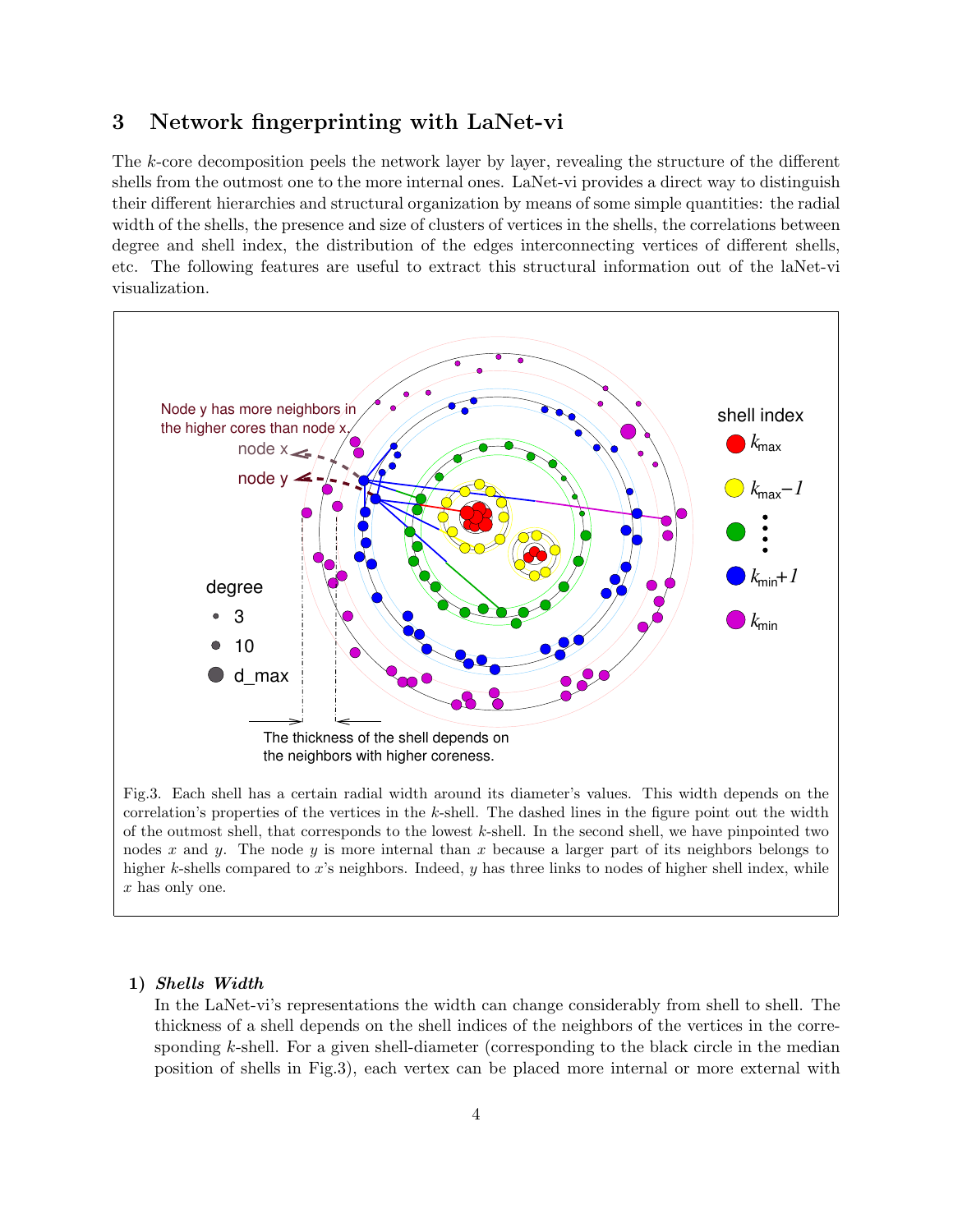## 3 Network fingerprinting with LaNet-vi

The $k$-core decomposition peels the network layer by layer, revealing the structure of the different shells from the outmost one to the more internal ones. LaNet-vi provides a direct way to distinguish their different hierarchies and structural organization by means of some simple quantities: the radial width of the shells, the presence and size of clusters of vertices in the shells, the correlations between degree and shell index, the distribution of the edges interconnecting vertices of different shells, etc. The following features are useful to extract this structural information out of the laNet-vi visualization.

Fig.3. Each shell has a certain radial width around its diameter's values. This width depends on the correlation's properties of the vertices in the $k$-shell. The dashed lines in the figure point out the width of the outmost shell, that corresponds to the lowest $k$-shell. In the second shell, we have pinpointed two nodes $x$ and $y$. The node $y$ is more internal than $x$ because a larger part of its neighbors belongs to higher $k$-shells compared to $x$'s neighbors. Indeed, $y$ has three links to nodes of higher shell index, while $x$ has only one.

**1) *Shells Width***

In the LaNet-vi's representations the width can change considerably from shell to shell. The thickness of a shell depends on the shell indices of the neighbors of the vertices in the corresponding $k$-shell. For a given shell-diameter (corresponding to the black circle in the median position of shells in Fig.3), each vertex can be placed more internal or more external with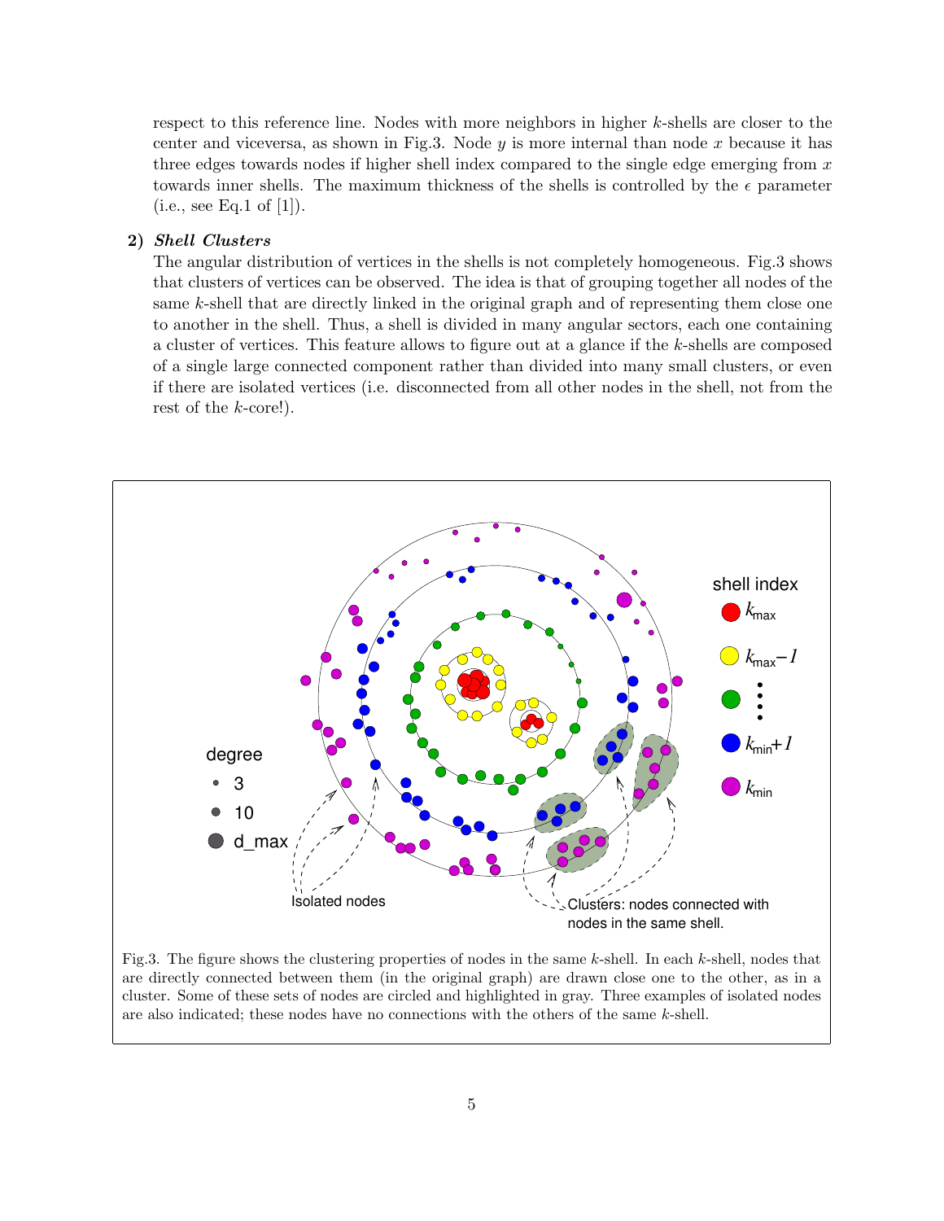respect to this reference line. Nodes with more neighbors in higher $k$-shells are closer to the center and viceversa, as shown in Fig.3. Node $y$ is more internal than node $x$ because it has three edges towards nodes if higher shell index compared to the single edge emerging from $x$ towards inner shells. The maximum thickness of the shells is controlled by the $\epsilon$ parameter (i.e., see Eq.1 of [1]).

**2)** ***Shell Clusters***

The angular distribution of vertices in the shells is not completely homogeneous. Fig.3 shows that clusters of vertices can be observed. The idea is that of grouping together all nodes of the same $k$-shell that are directly linked in the original graph and of representing them close one to another in the shell. Thus, a shell is divided in many angular sectors, each one containing a cluster of vertices. This feature allows to figure out at a glance if the $k$-shells are composed of a single large connected component rather than divided into many small clusters, or even if there are isolated vertices (i.e. disconnected from all other nodes in the shell, not from the rest of the $k$-core!).

Fig.3. The figure shows the clustering properties of nodes in the same $k$-shell. In each $k$-shell, nodes that are directly connected between them (in the original graph) are drawn close one to the other, as in a cluster. Some of these sets of nodes are circled and highlighted in gray. Three examples of isolated nodes are also indicated; these nodes have no connections with the others of the same $k$-shell.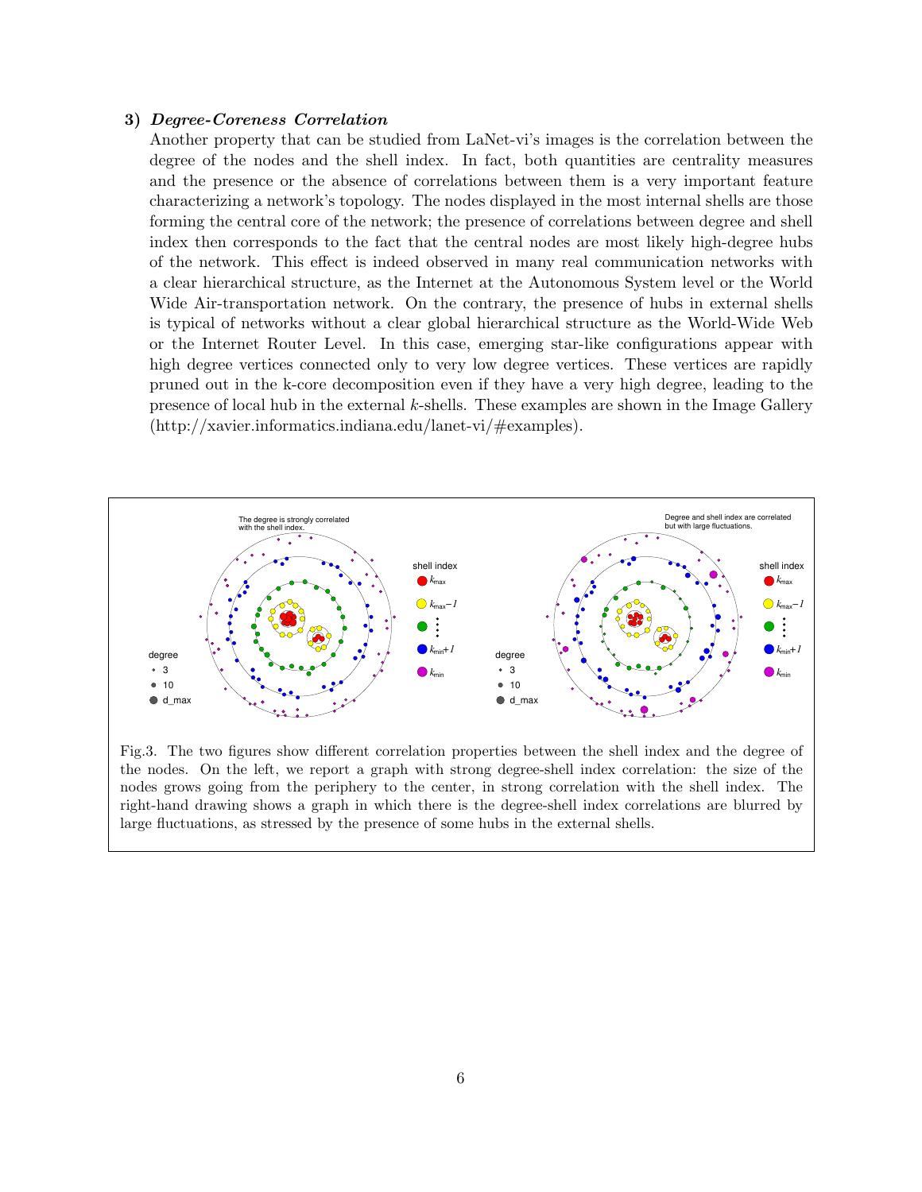### 3) *Degree-Coreness Correlation*

Another property that can be studied from LaNet-vi's images is the correlation between the degree of the nodes and the shell index. In fact, both quantities are centrality measures and the presence or the absence of correlations between them is a very important feature characterizing a network's topology. The nodes displayed in the most internal shells are those forming the central core of the network; the presence of correlations between degree and shell index then corresponds to the fact that the central nodes are most likely high-degree hubs of the network. This effect is indeed observed in many real communication networks with a clear hierarchical structure, as the Internet at the Autonomous System level or the World Wide Air-transportation network. On the contrary, the presence of hubs in external shells is typical of networks without a clear global hierarchical structure as the World-Wide Web or the Internet Router Level. In this case, emerging star-like configurations appear with high degree vertices connected only to very low degree vertices. These vertices are rapidly pruned out in the k-core decomposition even if they have a very high degree, leading to the presence of local hub in the external $k$-shells. These examples are shown in the Image Gallery (http://xavier.informatics.indiana.edu/lanet-vi/#examples).

Fig.3. The two figures show different correlation properties between the shell index and the degree of the nodes. On the left, we report a graph with strong degree-shell index correlation: the size of the nodes grows going from the periphery to the center, in strong correlation with the shell index. The right-hand drawing shows a graph in which there is the degree-shell index correlations are blurred by large fluctuations, as stressed by the presence of some hubs in the external shells.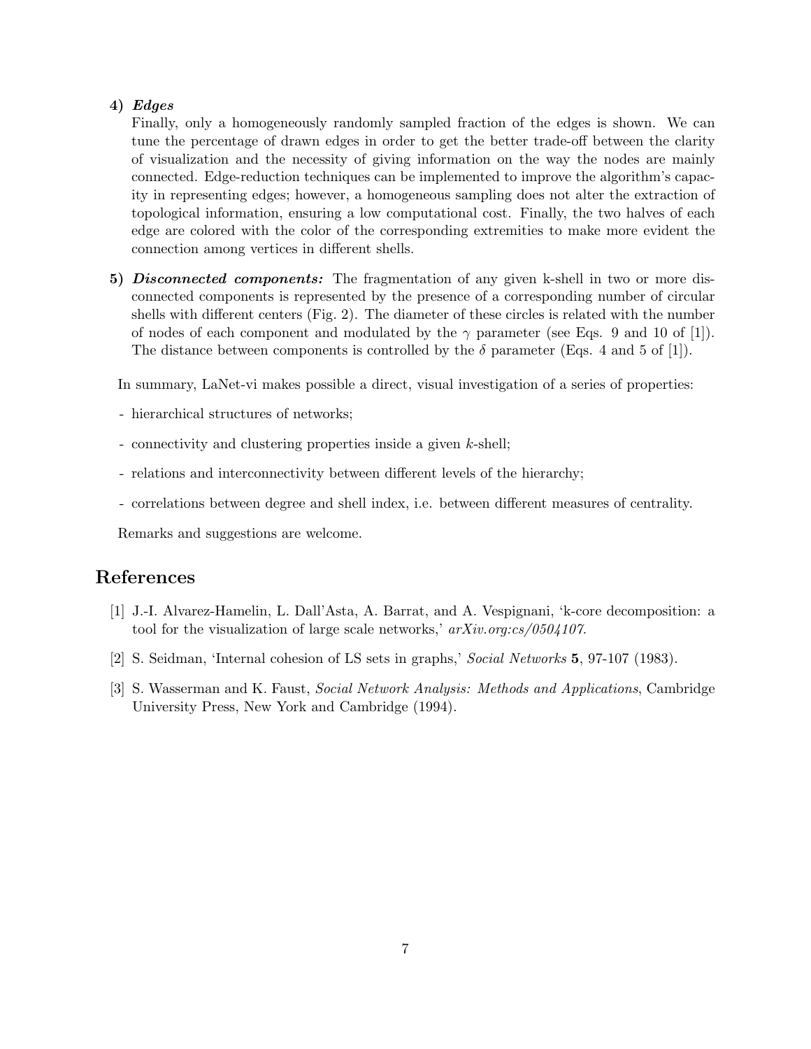**4)** ***Edges***

Finally, only a homogeneously randomly sampled fraction of the edges is shown. We can tune the percentage of drawn edges in order to get the better trade-off between the clarity of visualization and the necessity of giving information on the way the nodes are mainly connected. Edge-reduction techniques can be implemented to improve the algorithm's capacity in representing edges; however, a homogeneous sampling does not alter the extraction of topological information, ensuring a low computational cost. Finally, the two halves of each edge are colored with the color of the corresponding extremities to make more evident the connection among vertices in different shells.

**5)** ***Disconnected components:*** The fragmentation of any given k-shell in two or more disconnected components is represented by the presence of a corresponding number of circular shells with different centers (Fig. 2). The diameter of these circles is related with the number of nodes of each component and modulated by the $\gamma$ parameter (see Eqs. 9 and 10 of [1]). The distance between components is controlled by the $\delta$ parameter (Eqs. 4 and 5 of [1]).

In summary, LaNet-vi makes possible a direct, visual investigation of a series of properties:

- hierarchical structures of networks;
- connectivity and clustering properties inside a given $k$-shell;
- relations and interconnectivity between different levels of the hierarchy;
- correlations between degree and shell index, i.e. between different measures of centrality.

Remarks and suggestions are welcome.

## References

[1] J.-I. Alvarez-Hamelin, L. Dall'Asta, A. Barrat, and A. Vespignani, 'k-core decomposition: a tool for the visualization of large scale networks,' *arXiv.org:cs/0504107*.

[2] S. Seidman, 'Internal cohesion of LS sets in graphs,' *Social Networks* **5**, 97-107 (1983).

[3] S. Wasserman and K. Faust, *Social Network Analysis: Methods and Applications*, Cambridge University Press, New York and Cambridge (1994).